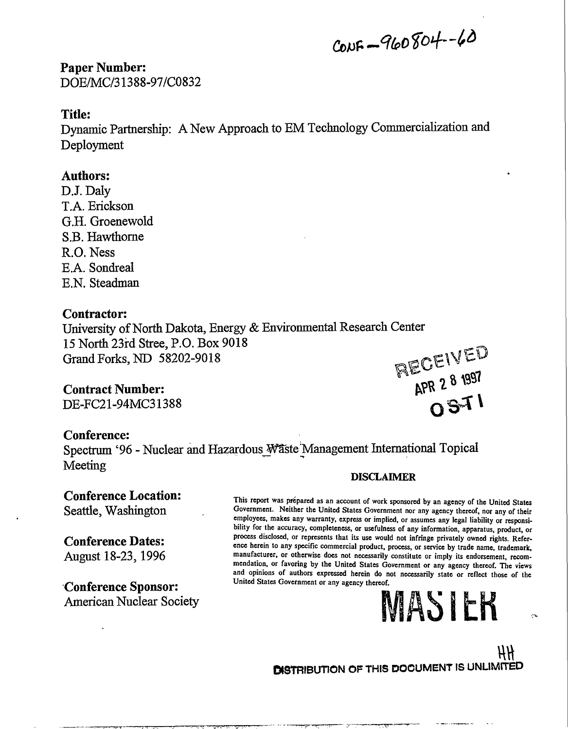CONF-960804--60

**Paper Number:**
DOE/MC/31388-97/C0832

**Title:**
Dynamic Partnership: A New Approach to EM Technology Commercialization and Deployment

**Authors:**
D.J. Daly
T.A. Erickson
G.H. Groenewold
S.B. Hawthorne
R.O. Ness
E.A. Sondreal
E.N. Steadman

**Contractor:**
University of North Dakota, Energy & Environmental Research Center
15 North 23rd Stree, P.O. Box 9018
Grand Forks, ND 58202-9018

RECEIVED
APR 28 1997
OSTI

**Contract Number:**
DE-FC21-94MC31388

**Conference:**
Spectrum '96 - Nuclear and Hazardous Waste Management International Topical Meeting

**Conference Location:**
Seattle, Washington

**Conference Dates:**
August 18-23, 1996

**Conference Sponsor:**
American Nuclear Society

**DISCLAIMER**

This report was prepared as an account of work sponsored by an agency of the United States Government. Neither the United States Government nor any agency thereof, nor any of their employees, makes any warranty, express or implied, or assumes any legal liability or responsibility for the accuracy, completeness, or usefulness of any information, apparatus, product, or process disclosed, or represents that its use would not infringe privately owned rights. Reference herein to any specific commercial product, process, or service by trade name, trademark, manufacturer, or otherwise does not necessarily constitute or imply its endorsement, recommendation, or favoring by the United States Government or any agency thereof. The views and opinions of authors expressed herein do not necessarily state or reflect those of the United States Government or any agency thereof.

MASTER

DISTRIBUTION OF THIS DOCUMENT IS UNLIMITED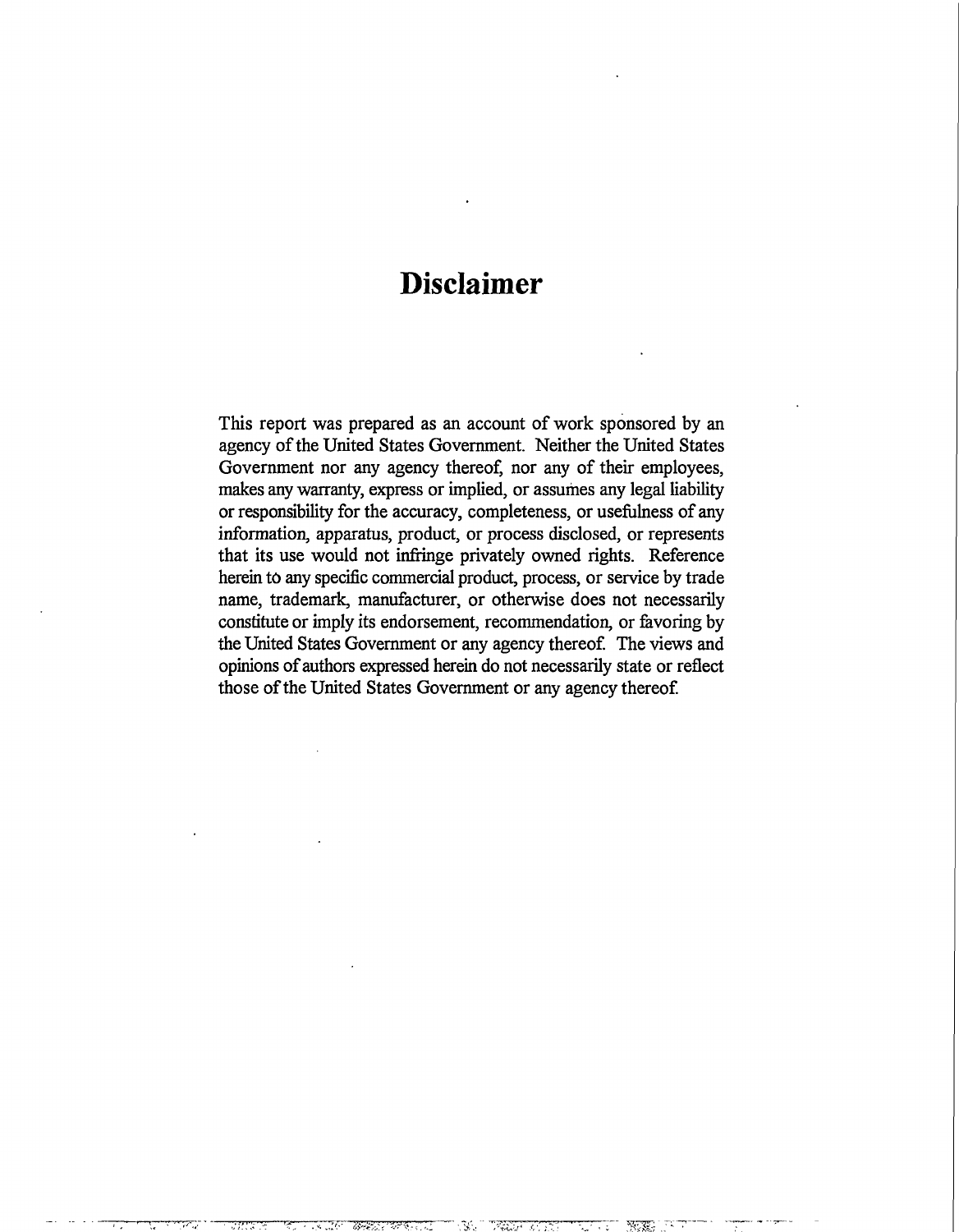# Disclaimer

This report was prepared as an account of work sponsored by an agency of the United States Government. Neither the United States Government nor any agency thereof, nor any of their employees, makes any warranty, express or implied, or assumes any legal liability or responsibility for the accuracy, completeness, or usefulness of any information, apparatus, product, or process disclosed, or represents that its use would not infringe privately owned rights. Reference herein to any specific commercial product, process, or service by trade name, trademark, manufacturer, or otherwise does not necessarily constitute or imply its endorsement, recommendation, or favoring by the United States Government or any agency thereof. The views and opinions of authors expressed herein do not necessarily state or reflect those of the United States Government or any agency thereof.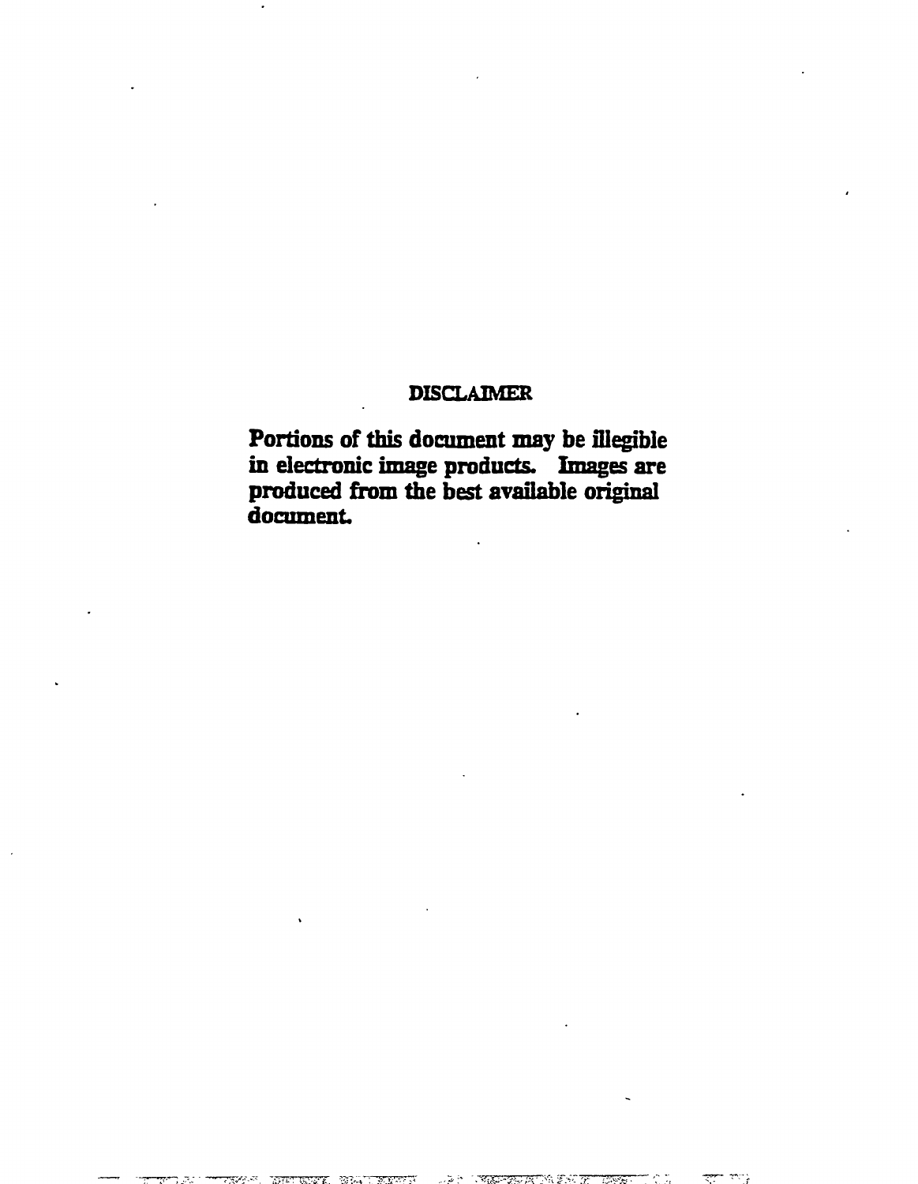## DISCLAIMER

**Portions of this document may be illegible in electronic image products. Images are produced from the best available original document.**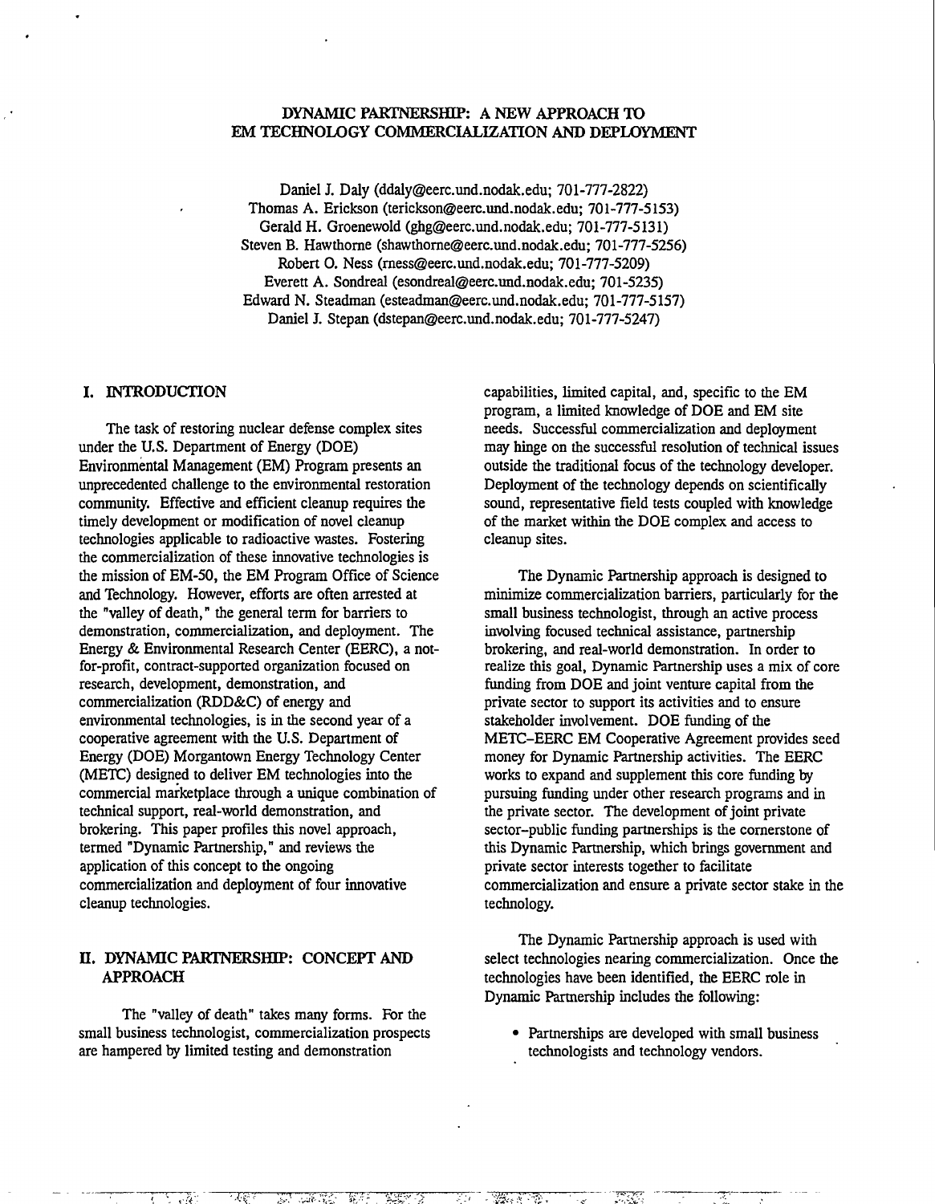# DYNAMIC PARTNERSHIP: A NEW APPROACH TO EM TECHNOLOGY COMMERCIALIZATION AND DEPLOYMENT

Daniel J. Daly (ddaly@eerc.und.nodak.edu; 701-777-2822)
Thomas A. Erickson (terickson@eerc.und.nodak.edu; 701-777-5153)
Gerald H. Groenewold (ghg@eerc.und.nodak.edu; 701-777-5131)
Steven B. Hawthorne (shawthorne@eerc.und.nodak.edu; 701-777-5256)
Robert O. Ness (rness@eerc.und.nodak.edu; 701-777-5209)
Everett A. Sondreal (esondreal@eerc.und.nodak.edu; 701-5235)
Edward N. Steadman (esteadman@eerc.und.nodak.edu; 701-777-5157)
Daniel J. Stepan (dstepan@eerc.und.nodak.edu; 701-777-5247)

## I. INTRODUCTION

The task of restoring nuclear defense complex sites under the U.S. Department of Energy (DOE) Environmental Management (EM) Program presents an unprecedented challenge to the environmental restoration community. Effective and efficient cleanup requires the timely development or modification of novel cleanup technologies applicable to radioactive wastes. Fostering the commercialization of these innovative technologies is the mission of EM-50, the EM Program Office of Science and Technology. However, efforts are often arrested at the "valley of death," the general term for barriers to demonstration, commercialization, and deployment. The Energy & Environmental Research Center (EERC), a not-for-profit, contract-supported organization focused on research, development, demonstration, and commercialization (RDD&C) of energy and environmental technologies, is in the second year of a cooperative agreement with the U.S. Department of Energy (DOE) Morgantown Energy Technology Center (METC) designed to deliver EM technologies into the commercial marketplace through a unique combination of technical support, real-world demonstration, and brokering. This paper profiles this novel approach, termed "Dynamic Partnership," and reviews the application of this concept to the ongoing commercialization and deployment of four innovative cleanup technologies.

## II. DYNAMIC PARTNERSHIP: CONCEPT AND APPROACH

The "valley of death" takes many forms. For the small business technologist, commercialization prospects are hampered by limited testing and demonstration capabilities, limited capital, and, specific to the EM program, a limited knowledge of DOE and EM site needs. Successful commercialization and deployment may hinge on the successful resolution of technical issues outside the traditional focus of the technology developer. Deployment of the technology depends on scientifically sound, representative field tests coupled with knowledge of the market within the DOE complex and access to cleanup sites.

The Dynamic Partnership approach is designed to minimize commercialization barriers, particularly for the small business technologist, through an active process involving focused technical assistance, partnership brokering, and real-world demonstration. In order to realize this goal, Dynamic Partnership uses a mix of core funding from DOE and joint venture capital from the private sector to support its activities and to ensure stakeholder involvement. DOE funding of the METC–EERC EM Cooperative Agreement provides seed money for Dynamic Partnership activities. The EERC works to expand and supplement this core funding by pursuing funding under other research programs and in the private sector. The development of joint private sector–public funding partnerships is the cornerstone of this Dynamic Partnership, which brings government and private sector interests together to facilitate commercialization and ensure a private sector stake in the technology.

The Dynamic Partnership approach is used with select technologies nearing commercialization. Once the technologies have been identified, the EERC role in Dynamic Partnership includes the following:

- Partnerships are developed with small business technologists and technology vendors.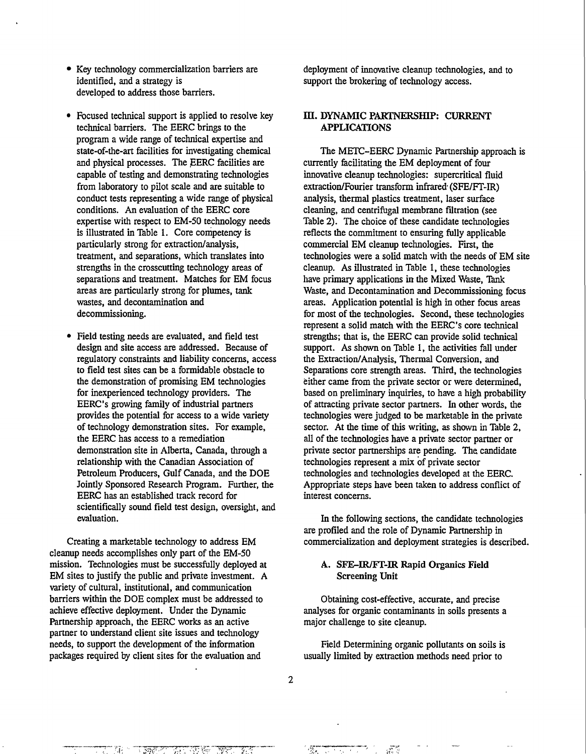- Key technology commercialization barriers are identified, and a strategy is developed to address those barriers.

- Focused technical support is applied to resolve key technical barriers. The EERC brings to the program a wide range of technical expertise and state-of-the-art facilities for investigating chemical and physical processes. The EERC facilities are capable of testing and demonstrating technologies from laboratory to pilot scale and are suitable to conduct tests representing a wide range of physical conditions. An evaluation of the EERC core expertise with respect to EM-50 technology needs is illustrated in Table 1. Core competency is particularly strong for extraction/analysis, treatment, and separations, which translates into strengths in the crosscutting technology areas of separations and treatment. Matches for EM focus areas are particularly strong for plumes, tank wastes, and decontamination and decommissioning.

- Field testing needs are evaluated, and field test design and site access are addressed. Because of regulatory constraints and liability concerns, access to field test sites can be a formidable obstacle to the demonstration of promising EM technologies for inexperienced technology providers. The EERC's growing family of industrial partners provides the potential for access to a wide variety of technology demonstration sites. For example, the EERC has access to a remediation demonstration site in Alberta, Canada, through a relationship with the Canadian Association of Petroleum Producers, Gulf Canada, and the DOE Jointly Sponsored Research Program. Further, the EERC has an established track record for scientifically sound field test design, oversight, and evaluation.

Creating a marketable technology to address EM cleanup needs accomplishes only part of the EM-50 mission. Technologies must be successfully deployed at EM sites to justify the public and private investment. A variety of cultural, institutional, and communication barriers within the DOE complex must be addressed to achieve effective deployment. Under the Dynamic Partnership approach, the EERC works as an active partner to understand client site issues and technology needs, to support the development of the information packages required by client sites for the evaluation and deployment of innovative cleanup technologies, and to support the brokering of technology access.

## III. DYNAMIC PARTNERSHIP: CURRENT APPLICATIONS

The METC–EERC Dynamic Partnership approach is currently facilitating the EM deployment of four innovative cleanup technologies: supercritical fluid extraction/Fourier transform infrared (SFE/FT-IR) analysis, thermal plastics treatment, laser surface cleaning, and centrifugal membrane filtration (see Table 2). The choice of these candidate technologies reflects the commitment to ensuring fully applicable commercial EM cleanup technologies. First, the technologies were a solid match with the needs of EM site cleanup. As illustrated in Table 1, these technologies have primary applications in the Mixed Waste, Tank Waste, and Decontamination and Decommissioning focus areas. Application potential is high in other focus areas for most of the technologies. Second, these technologies represent a solid match with the EERC's core technical strengths; that is, the EERC can provide solid technical support. As shown on Table 1, the activities fall under the Extraction/Analysis, Thermal Conversion, and Separations core strength areas. Third, the technologies either came from the private sector or were determined, based on preliminary inquiries, to have a high probability of attracting private sector partners. In other words, the technologies were judged to be marketable in the private sector. At the time of this writing, as shown in Table 2, all of the technologies have a private sector partner or private sector partnerships are pending. The candidate technologies represent a mix of private sector technologies and technologies developed at the EERC. Appropriate steps have been taken to address conflict of interest concerns.

In the following sections, the candidate technologies are profiled and the role of Dynamic Partnership in commercialization and deployment strategies is described.

### A. SFE–IR/FT-IR Rapid Organics Field Screening Unit

Obtaining cost-effective, accurate, and precise analyses for organic contaminants in soils presents a major challenge to site cleanup.

Field Determining organic pollutants on soils is usually limited by extraction methods need prior to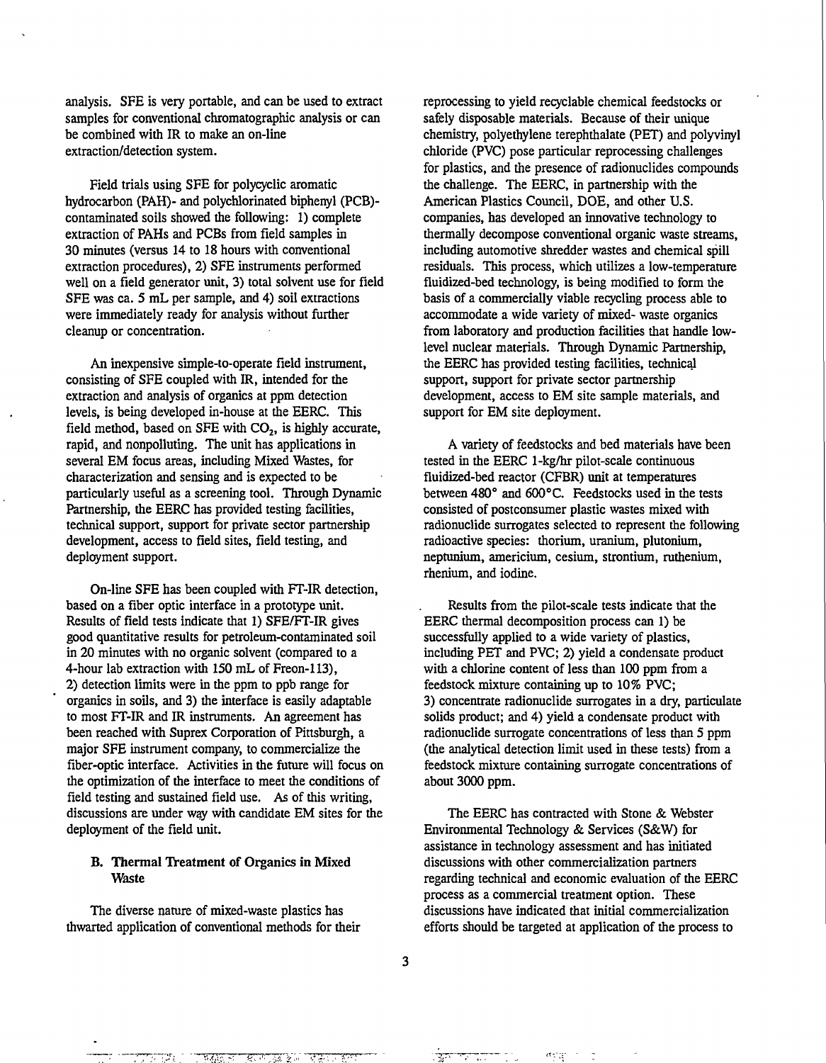analysis. SFE is very portable, and can be used to extract samples for conventional chromatographic analysis or can be combined with IR to make an on-line extraction/detection system.

Field trials using SFE for polycyclic aromatic hydrocarbon (PAH)- and polychlorinated biphenyl (PCB)-contaminated soils showed the following: 1) complete extraction of PAHs and PCBs from field samples in 30 minutes (versus 14 to 18 hours with conventional extraction procedures), 2) SFE instruments performed well on a field generator unit, 3) total solvent use for field SFE was ca. 5 mL per sample, and 4) soil extractions were immediately ready for analysis without further cleanup or concentration.

An inexpensive simple-to-operate field instrument, consisting of SFE coupled with IR, intended for the extraction and analysis of organics at ppm detection levels, is being developed in-house at the EERC. This field method, based on SFE with $CO_2$, is highly accurate, rapid, and nonpolluting. The unit has applications in several EM focus areas, including Mixed Wastes, for characterization and sensing and is expected to be particularly useful as a screening tool. Through Dynamic Partnership, the EERC has provided testing facilities, technical support, support for private sector partnership development, access to field sites, field testing, and deployment support.

On-line SFE has been coupled with FT-IR detection, based on a fiber optic interface in a prototype unit. Results of field tests indicate that 1) SFE/FT-IR gives good quantitative results for petroleum-contaminated soil in 20 minutes with no organic solvent (compared to a 4-hour lab extraction with 150 mL of Freon-113), 2) detection limits were in the ppm to ppb range for organics in soils, and 3) the interface is easily adaptable to most FT-IR and IR instruments. An agreement has been reached with Suprex Corporation of Pittsburgh, a major SFE instrument company, to commercialize the fiber-optic interface. Activities in the future will focus on the optimization of the interface to meet the conditions of field testing and sustained field use. As of this writing, discussions are under way with candidate EM sites for the deployment of the field unit.

### B. Thermal Treatment of Organics in Mixed Waste

The diverse nature of mixed-waste plastics has thwarted application of conventional methods for their reprocessing to yield recyclable chemical feedstocks or safely disposable materials. Because of their unique chemistry, polyethylene terephthalate (PET) and polyvinyl chloride (PVC) pose particular reprocessing challenges for plastics, and the presence of radionuclides compounds the challenge. The EERC, in partnership with the American Plastics Council, DOE, and other U.S. companies, has developed an innovative technology to thermally decompose conventional organic waste streams, including automotive shredder wastes and chemical spill residuals. This process, which utilizes a low-temperature fluidized-bed technology, is being modified to form the basis of a commercially viable recycling process able to accommodate a wide variety of mixed- waste organics from laboratory and production facilities that handle low-level nuclear materials. Through Dynamic Partnership, the EERC has provided testing facilities, technical support, support for private sector partnership development, access to EM site sample materials, and support for EM site deployment.

A variety of feedstocks and bed materials have been tested in the EERC 1-kg/hr pilot-scale continuous fluidized-bed reactor (CFBR) unit at temperatures between 480° and 600°C. Feedstocks used in the tests consisted of postconsumer plastic wastes mixed with radionuclide surrogates selected to represent the following radioactive species: thorium, uranium, plutonium, neptunium, americium, cesium, strontium, ruthenium, rhenium, and iodine.

Results from the pilot-scale tests indicate that the EERC thermal decomposition process can 1) be successfully applied to a wide variety of plastics, including PET and PVC; 2) yield a condensate product with a chlorine content of less than 100 ppm from a feedstock mixture containing up to 10% PVC; 3) concentrate radionuclide surrogates in a dry, particulate solids product; and 4) yield a condensate product with radionuclide surrogate concentrations of less than 5 ppm (the analytical detection limit used in these tests) from a feedstock mixture containing surrogate concentrations of about 3000 ppm.

The EERC has contracted with Stone & Webster Environmental Technology & Services (S&W) for assistance in technology assessment and has initiated discussions with other commercialization partners regarding technical and economic evaluation of the EERC process as a commercial treatment option. These discussions have indicated that initial commercialization efforts should be targeted at application of the process to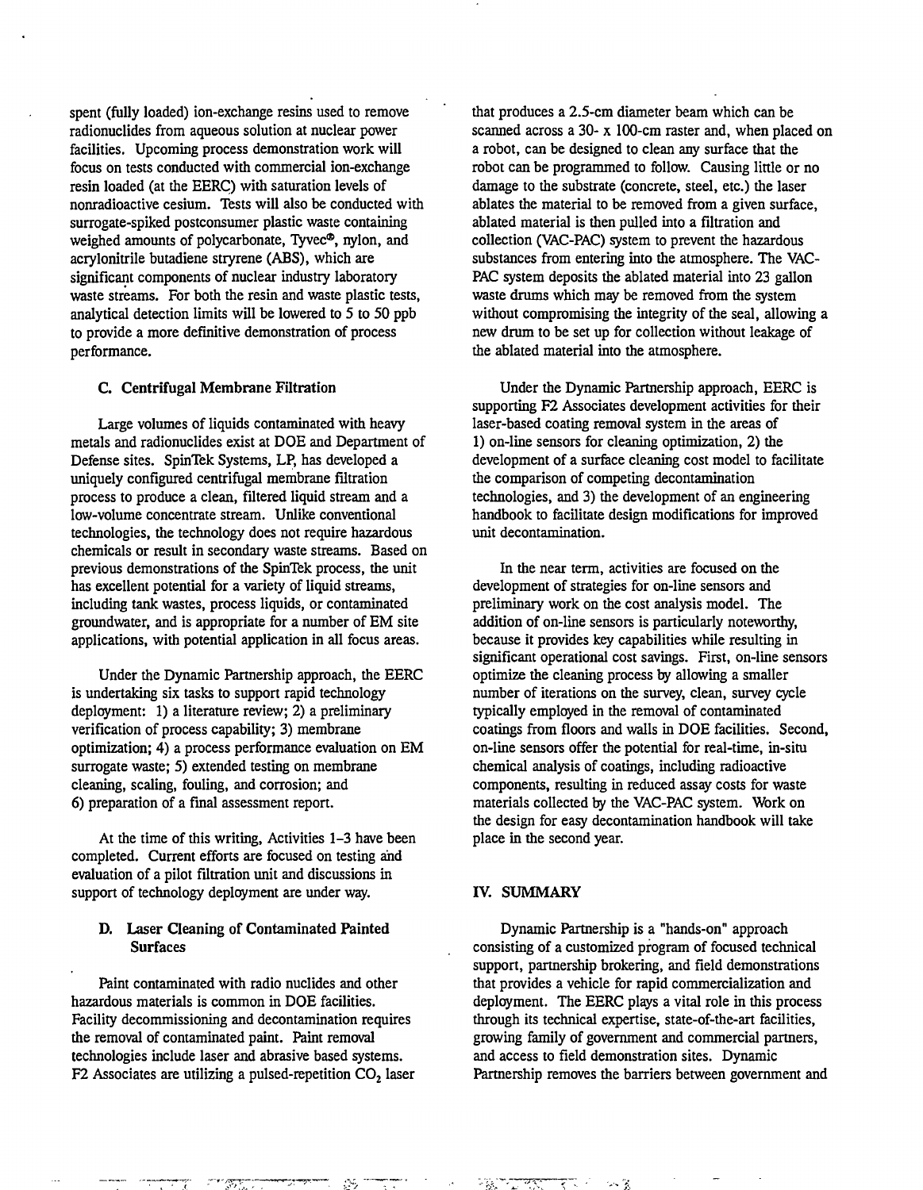spent (fully loaded) ion-exchange resins used to remove radionuclides from aqueous solution at nuclear power facilities. Upcoming process demonstration work will focus on tests conducted with commercial ion-exchange resin loaded (at the EERC) with saturation levels of nonradioactive cesium. Tests will also be conducted with surrogate-spiked postconsumer plastic waste containing weighed amounts of polycarbonate, Tyvec®, nylon, and acrylonitrile butadiene stryrene (ABS), which are significant components of nuclear industry laboratory waste streams. For both the resin and waste plastic tests, analytical detection limits will be lowered to 5 to 50 ppb to provide a more definitive demonstration of process performance.

### C. Centrifugal Membrane Filtration

Large volumes of liquids contaminated with heavy metals and radionuclides exist at DOE and Department of Defense sites. SpinTek Systems, LP, has developed a uniquely configured centrifugal membrane filtration process to produce a clean, filtered liquid stream and a low-volume concentrate stream. Unlike conventional technologies, the technology does not require hazardous chemicals or result in secondary waste streams. Based on previous demonstrations of the SpinTek process, the unit has excellent potential for a variety of liquid streams, including tank wastes, process liquids, or contaminated groundwater, and is appropriate for a number of EM site applications, with potential application in all focus areas.

Under the Dynamic Partnership approach, the EERC is undertaking six tasks to support rapid technology deployment: 1) a literature review; 2) a preliminary verification of process capability; 3) membrane optimization; 4) a process performance evaluation on EM surrogate waste; 5) extended testing on membrane cleaning, scaling, fouling, and corrosion; and 6) preparation of a final assessment report.

At the time of this writing, Activities 1–3 have been completed. Current efforts are focused on testing and evaluation of a pilot filtration unit and discussions in support of technology deployment are under way.

### D. Laser Cleaning of Contaminated Painted Surfaces

Paint contaminated with radio nuclides and other hazardous materials is common in DOE facilities. Facility decommissioning and decontamination requires the removal of contaminated paint. Paint removal technologies include laser and abrasive based systems. F2 Associates are utilizing a pulsed-repetition $CO_2$ laser that produces a 2.5-cm diameter beam which can be scanned across a 30- x 100-cm raster and, when placed on a robot, can be designed to clean any surface that the robot can be programmed to follow. Causing little or no damage to the substrate (concrete, steel, etc.) the laser ablates the material to be removed from a given surface, ablated material is then pulled into a filtration and collection (VAC-PAC) system to prevent the hazardous substances from entering into the atmosphere. The VAC-PAC system deposits the ablated material into 23 gallon waste drums which may be removed from the system without compromising the integrity of the seal, allowing a new drum to be set up for collection without leakage of the ablated material into the atmosphere.

Under the Dynamic Partnership approach, EERC is supporting F2 Associates development activities for their laser-based coating removal system in the areas of 1) on-line sensors for cleaning optimization, 2) the development of a surface cleaning cost model to facilitate the comparison of competing decontamination technologies, and 3) the development of an engineering handbook to facilitate design modifications for improved unit decontamination.

In the near term, activities are focused on the development of strategies for on-line sensors and preliminary work on the cost analysis model. The addition of on-line sensors is particularly noteworthy, because it provides key capabilities while resulting in significant operational cost savings. First, on-line sensors optimize the cleaning process by allowing a smaller number of iterations on the survey, clean, survey cycle typically employed in the removal of contaminated coatings from floors and walls in DOE facilities. Second, on-line sensors offer the potential for real-time, in-situ chemical analysis of coatings, including radioactive components, resulting in reduced assay costs for waste materials collected by the VAC-PAC system. Work on the design for easy decontamination handbook will take place in the second year.

## IV. SUMMARY

Dynamic Partnership is a "hands-on" approach consisting of a customized program of focused technical support, partnership brokering, and field demonstrations that provides a vehicle for rapid commercialization and deployment. The EERC plays a vital role in this process through its technical expertise, state-of-the-art facilities, growing family of government and commercial partners, and access to field demonstration sites. Dynamic Partnership removes the barriers between government and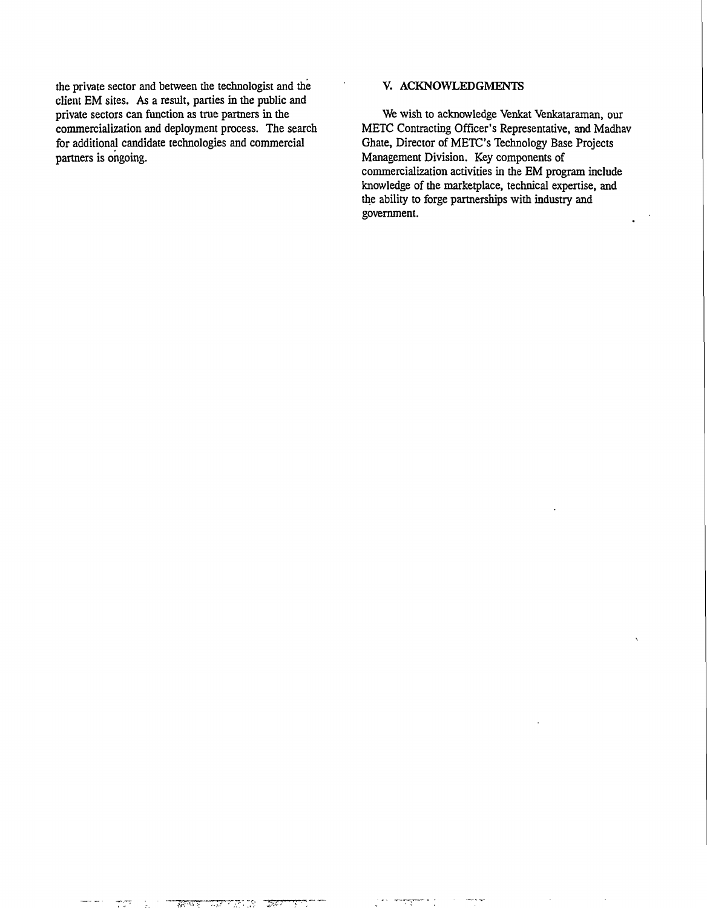the private sector and between the technologist and the client EM sites. As a result, parties in the public and private sectors can function as true partners in the commercialization and deployment process. The search for additional candidate technologies and commercial partners is ongoing.

## V. ACKNOWLEDGMENTS

We wish to acknowledge Venkat Venkataraman, our METC Contracting Officer's Representative, and Madhav Ghate, Director of METC's Technology Base Projects Management Division. Key components of commercialization activities in the EM program include knowledge of the marketplace, technical expertise, and the ability to forge partnerships with industry and government.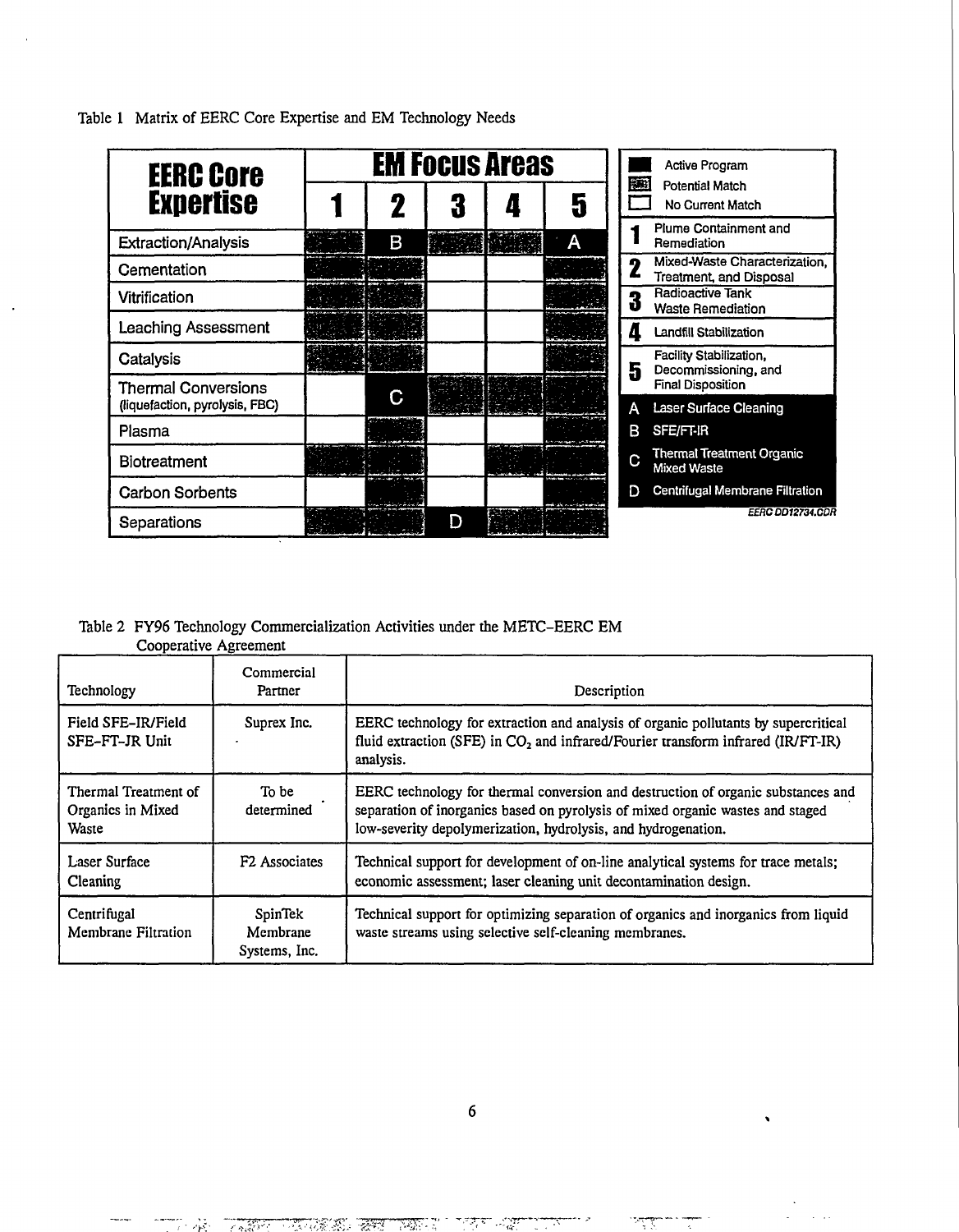Table 1 Matrix of EERC Core Expertise and EM Technology Needs

| EERC Core Expertise | EM Focus Areas 1 | 2 | 3 | 4 | 5 |
|---|---|---|---|---|---|
| Extraction/Analysis | Potential Match | B | Potential Match | Potential Match | A |
| Cementation | Potential Match | Potential Match | | | Potential Match |
| Vitrification | Potential Match | Potential Match | | | Potential Match |
| Leaching Assessment | Potential Match | Potential Match | | | Potential Match |
| Catalysis | Potential Match | Potential Match | | | Potential Match |
| Thermal Conversions (liquefaction, pyrolysis, FBC) | | C | Potential Match | Potential Match | Potential Match |
| Plasma | | Potential Match | | | Potential Match |
| Biotreatment | Potential Match | Potential Match | | Potential Match | Potential Match |
| Carbon Sorbents | | Potential Match | | | Potential Match |
| Separations | Potential Match | Potential Match | D | Potential Match | Potential Match |

Legend:
- Active Program (cells marked A, B, C, D)
- Potential Match
- No Current Match (blank cells)

1 Plume Containment and Remediation
2 Mixed-Waste Characterization, Treatment, and Disposal
3 Radioactive Tank Waste Remediation
4 Landfill Stabilization
5 Facility Stabilization, Decommissioning, and Final Disposition

A Laser Surface Cleaning
B SFE/FT-IR
C Thermal Treatment Organic Mixed Waste
D Centrifugal Membrane Filtration

EERC DD12734.CDR

Table 2 FY96 Technology Commercialization Activities under the METC–EERC EM Cooperative Agreement

| Technology | Commercial Partner | Description |
|---|---|---|
| Field SFE–IR/Field SFE–FT–JR Unit | Suprex Inc. | EERC technology for extraction and analysis of organic pollutants by supercritical fluid extraction (SFE) in $CO_2$ and infrared/Fourier transform infrared (IR/FT-IR) analysis. |
| Thermal Treatment of Organics in Mixed Waste | To be determined | EERC technology for thermal conversion and destruction of organic substances and separation of inorganics based on pyrolysis of mixed organic wastes and staged low-severity depolymerization, hydrolysis, and hydrogenation. |
| Laser Surface Cleaning | F2 Associates | Technical support for development of on-line analytical systems for trace metals; economic assessment; laser cleaning unit decontamination design. |
| Centrifugal Membrane Filtration | SpinTek Membrane Systems, Inc. | Technical support for optimizing separation of organics and inorganics from liquid waste streams using selective self-cleaning membranes. |